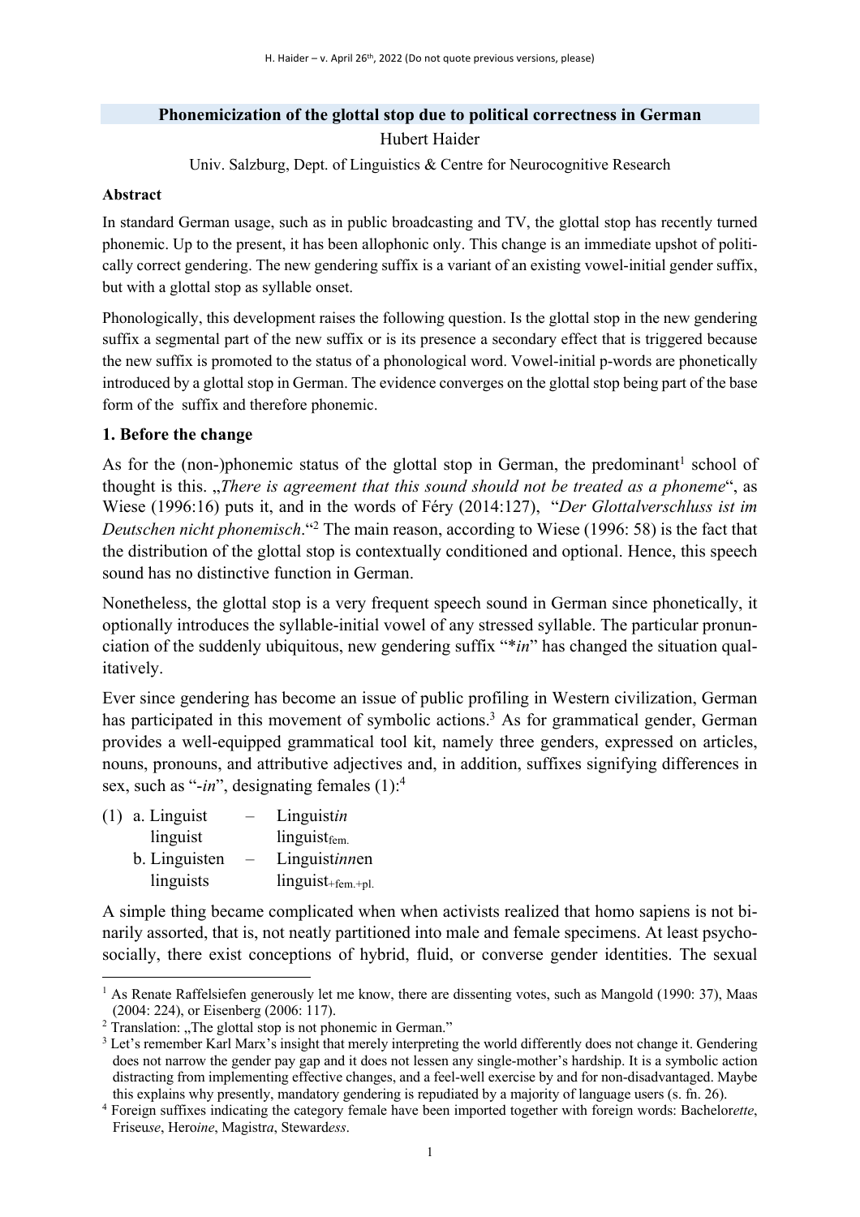# Phonemicization of the glottal stop due to political correctness in German

Hubert Haider

Univ. Salzburg, Dept. of Linguistics & Centre for Neurocognitive Research

**Abstract**

In standard German usage, such as in public broadcasting and TV, the glottal stop has recently turned phonemic. Up to the present, it has been allophonic only. This change is an immediate upshot of politically correct gendering. The new gendering suffix is a variant of an existing vowel-initial gender suffix, but with a glottal stop as syllable onset.

Phonologically, this development raises the following question. Is the glottal stop in the new gendering suffix a segmental part of the new suffix or is its presence a secondary effect that is triggered because the new suffix is promoted to the status of a phonological word. Vowel-initial p-words are phonetically introduced by a glottal stop in German. The evidence converges on the glottal stop being part of the base form of the suffix and therefore phonemic.

## 1. Before the change

As for the (non-)phonemic status of the glottal stop in German, the predominant[1] school of thought is this. „*There is agreement that this sound should not be treated as a phoneme*", as Wiese (1996:16) puts it, and in the words of Féry (2014:127), "*Der Glottalverschluss ist im Deutschen nicht phonemisch*."[2] The main reason, according to Wiese (1996: 58) is the fact that the distribution of the glottal stop is contextually conditioned and optional. Hence, this speech sound has no distinctive function in German.

Nonetheless, the glottal stop is a very frequent speech sound in German since phonetically, it optionally introduces the syllable-initial vowel of any stressed syllable. The particular pronunciation of the suddenly ubiquitous, new gendering suffix "*in" has changed the situation qualitatively.

Ever since gendering has become an issue of public profiling in Western civilization, German has participated in this movement of symbolic actions.[3] As for grammatical gender, German provides a well-equipped grammatical tool kit, namely three genders, expressed on articles, nouns, pronouns, and attributive adjectives and, in addition, suffixes signifying differences in sex, such as "-*in*", designating females (1):[4]

(1) a. Linguist – Linguist*in*
 linguist  linguist$_{\text{fem.}}$
 b. Linguisten – Linguist*inn*en
 linguists  linguist$_{\text{+fem.+pl.}}$

A simple thing became complicated when when activists realized that homo sapiens is not binarily assorted, that is, not neatly partitioned into male and female specimens. At least psychosocially, there exist conceptions of hybrid, fluid, or converse gender identities. The sexual

---

[1] As Renate Raffelsiefen generously let me know, there are dissenting votes, such as Mangold (1990: 37), Maas (2004: 224), or Eisenberg (2006: 117).

[2] Translation: „The glottal stop is not phonemic in German."

[3] Let's remember Karl Marx's insight that merely interpreting the world differently does not change it. Gendering does not narrow the gender pay gap and it does not lessen any single-mother's hardship. It is a symbolic action distracting from implementing effective changes, and a feel-well exercise by and for non-disadvantaged. Maybe this explains why presently, mandatory gendering is repudiated by a majority of language users (s. fn. 26).

[4] Foreign suffixes indicating the category female have been imported together with foreign words: Bachelor*ette*, Friseu*se*, Hero*ine*, Magistr*a*, Steward*ess*.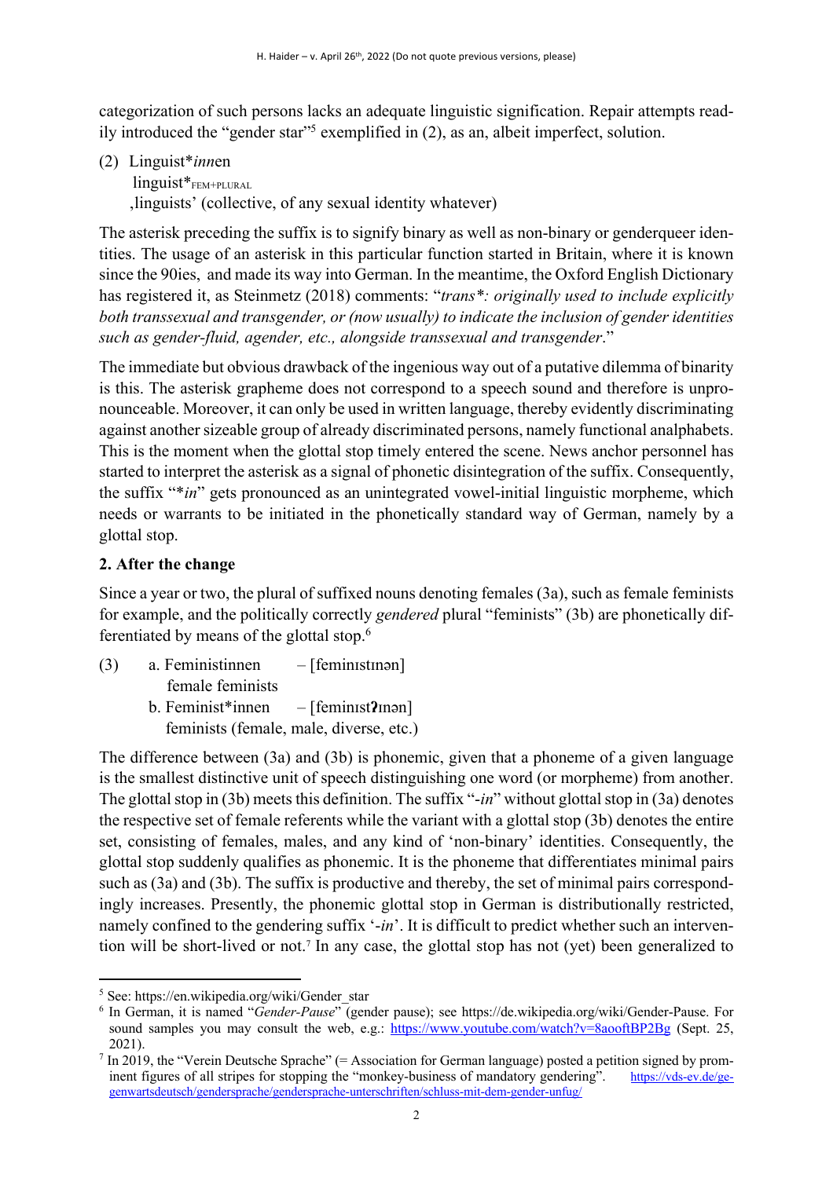categorization of such persons lacks an adequate linguistic signification. Repair attempts readily introduced the "gender star"[5] exemplified in (2), as an, albeit imperfect, solution.

(2) Linguist**inn*en  
  linguist*FEM+PLURAL  
  ‚linguists' (collective, of any sexual identity whatever)

The asterisk preceding the suffix is to signify binary as well as non-binary or genderqueer identities. The usage of an asterisk in this particular function started in Britain, where it is known since the 90ies, and made its way into German. In the meantime, the Oxford English Dictionary has registered it, as Steinmetz (2018) comments: "*trans*: originally used to include explicitly both transsexual and transgender, or (now usually) to indicate the inclusion of gender identities such as gender-fluid, agender, etc., alongside transsexual and transgender*."

The immediate but obvious drawback of the ingenious way out of a putative dilemma of binarity is this. The asterisk grapheme does not correspond to a speech sound and therefore is unpronounceable. Moreover, it can only be used in written language, thereby evidently discriminating against another sizeable group of already discriminated persons, namely functional analphabets. This is the moment when the glottal stop timely entered the scene. News anchor personnel has started to interpret the asterisk as a signal of phonetic disintegration of the suffix. Consequently, the suffix "**in*" gets pronounced as an unintegrated vowel-initial linguistic morpheme, which needs or warrants to be initiated in the phonetically standard way of German, namely by a glottal stop.

## 2. After the change

Since a year or two, the plural of suffixed nouns denoting females (3a), such as female feminists for example, and the politically correctly *gendered* plural "feminists" (3b) are phonetically differentiated by means of the glottal stop.[6]

(3) a. Feministinnen   – [feminɪstɪnən]  
    female feminists  
  b. Feminist*innen   – [feminɪst**ʔ**ɪnən]  
    feminists (female, male, diverse, etc.)

The difference between (3a) and (3b) is phonemic, given that a phoneme of a given language is the smallest distinctive unit of speech distinguishing one word (or morpheme) from another. The glottal stop in (3b) meets this definition. The suffix "*-in*" without glottal stop in (3a) denotes the respective set of female referents while the variant with a glottal stop (3b) denotes the entire set, consisting of females, males, and any kind of 'non-binary' identities. Consequently, the glottal stop suddenly qualifies as phonemic. It is the phoneme that differentiates minimal pairs such as (3a) and (3b). The suffix is productive and thereby, the set of minimal pairs correspondingly increases. Presently, the phonemic glottal stop in German is distributionally restricted, namely confined to the gendering suffix '*-in*'. It is difficult to predict whether such an intervention will be short-lived or not.[7] In any case, the glottal stop has not (yet) been generalized to

---

[5] See: https://en.wikipedia.org/wiki/Gender_star

[6] In German, it is named "*Gender-Pause*" (gender pause); see https://de.wikipedia.org/wiki/Gender-Pause. For sound samples you may consult the web, e.g.: https://www.youtube.com/watch?v=8aooftBP2Bg (Sept. 25, 2021).

[7] In 2019, the "Verein Deutsche Sprache" (= Association for German language) posted a petition signed by prominent figures of all stripes for stopping the "monkey-business of mandatory gendering". https://vds-ev.de/gegenwartsdeutsch/gendersprache/gendersprache-unterschriften/schluss-mit-dem-gender-unfug/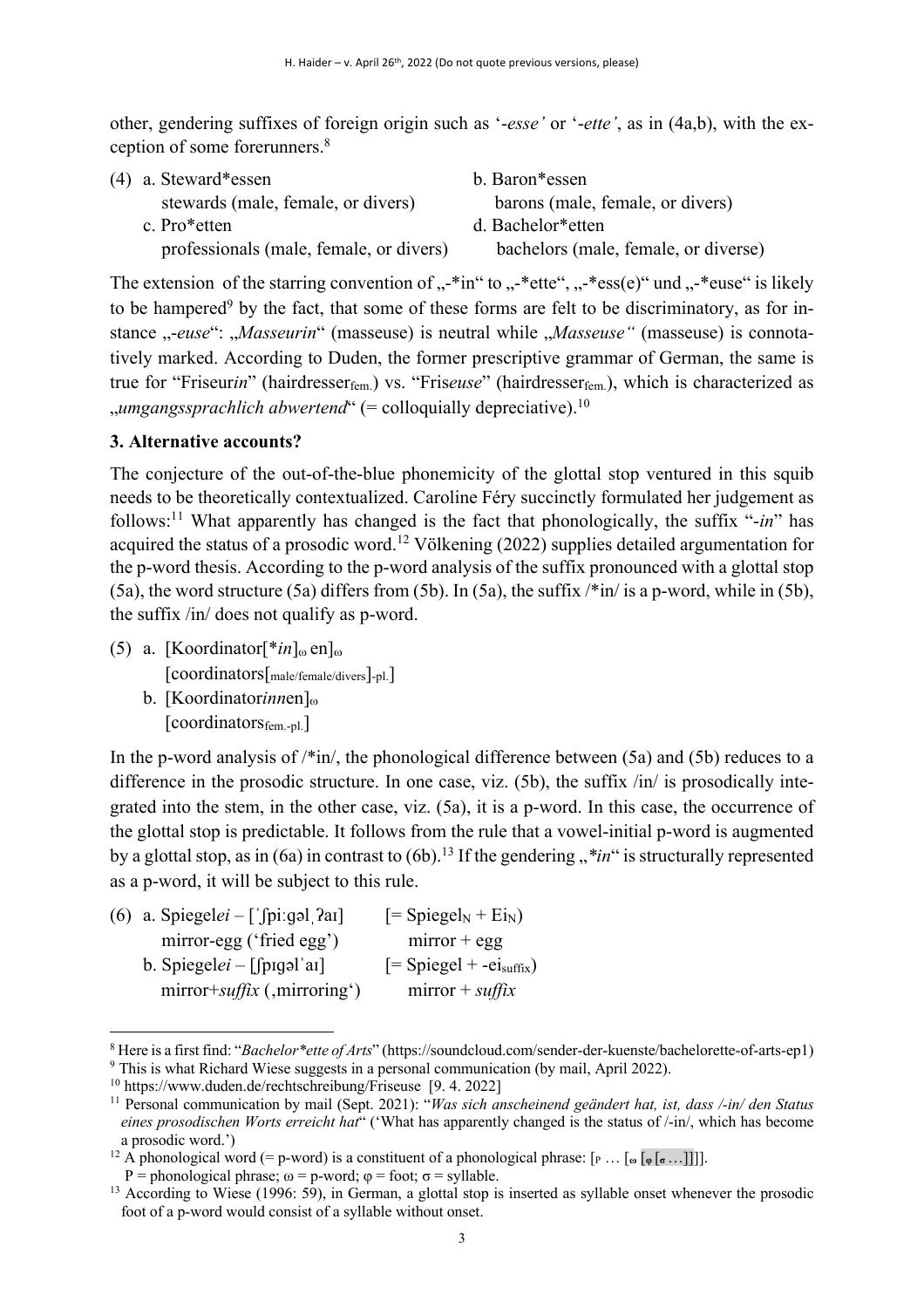other, gendering suffixes of foreign origin such as '-*esse'* or '-*ette'*, as in (4a,b), with the exception of some forerunners.[8]

(4) a. Steward*essen — stewards (male, female, or divers)
    b. Baron*essen — barons (male, female, or divers)
    c. Pro*etten — professionals (male, female, or divers)
    d. Bachelor*etten — bachelors (male, female, or diverse)

The extension of the starring convention of „-*in" to „-*ette", „-*ess(e)" und „-*euse" is likely to be hampered[9] by the fact, that some of these forms are felt to be discriminatory, as for instance „-*euse*": „*Masseurin*" (masseuse) is neutral while „*Masseuse"* (masseuse) is connotatively marked. According to Duden, the former prescriptive grammar of German, the same is true for "Friseur*in*" (hairdresser$_{\text{fem.}}$) vs. "Fris*euse*" (hairdresser$_{\text{fem.}}$), which is characterized as „*umgangssprachlich abwertend*" (= colloquially depreciative).[10]

**3. Alternative accounts?**

The conjecture of the out-of-the-blue phonemicity of the glottal stop ventured in this squib needs to be theoretically contextualized. Caroline Féry succinctly formulated her judgement as follows:[11] What apparently has changed is the fact that phonologically, the suffix "-*in*" has acquired the status of a prosodic word.[12] Völkening (2022) supplies detailed argumentation for the p-word thesis. According to the p-word analysis of the suffix pronounced with a glottal stop (5a), the word structure (5a) differs from (5b). In (5a), the suffix /*in/ is a p-word, while in (5b), the suffix /in/ does not qualify as p-word.

(5) a. [Koordinator[**in*]$_{\omega}$ en]$_{\omega}$
       [coordinators[$_{\text{male/female/divers}}$]-pl.]
    b. [Koordinator*inn*en]$_{\omega}$
       [coordinators$_{\text{fem.-pl.}}$]

In the p-word analysis of /*in/, the phonological difference between (5a) and (5b) reduces to a difference in the prosodic structure. In one case, viz. (5b), the suffix /in/ is prosodically integrated into the stem, in the other case, viz. (5a), it is a p-word. In this case, the occurrence of the glottal stop is predictable. It follows from the rule that a vowel-initial p-word is augmented by a glottal stop, as in (6a) in contrast to (6b).[13] If the gendering „**in*" is structurally represented as a p-word, it will be subject to this rule.

(6) a. Spiegel*ei* – [ˈʃpiːɡəlˌʔaɪ] [= Spiegel$_{\text{N}}$ + Ei$_{\text{N}}$)
       mirror-egg ('fried egg') mirror + egg
    b. Spiegel*ei* – [ʃpɪɡəlˈaɪ] [= Spiegel + -ei$_{\text{suffix}}$)
       mirror+*suffix* (,mirroring') mirror + *suffix*

---

[8] Here is a first find: "*Bachelor*ette of Arts*" (https://soundcloud.com/sender-der-kuenste/bachelorette-of-arts-ep1)

[9] This is what Richard Wiese suggests in a personal communication (by mail, April 2022).

[10] https://www.duden.de/rechtschreibung/Friseuse [9. 4. 2022]

[11] Personal communication by mail (Sept. 2021): "*Was sich anscheinend geändert hat, ist, dass /-in/ den Status eines prosodischen Worts erreicht hat*" ('What has apparently changed is the status of /-in/, which has become a prosodic word.')

[12] A phonological word (= p-word) is a constituent of a phonological phrase: [$_{\text{P}}$ … [$_{\omega}$ [$_{\varphi}$ [$_{\sigma}$ …]]]].
P = phonological phrase; ω = p-word; φ = foot; σ = syllable.

[13] According to Wiese (1996: 59), in German, a glottal stop is inserted as syllable onset whenever the prosodic foot of a p-word would consist of a syllable without onset.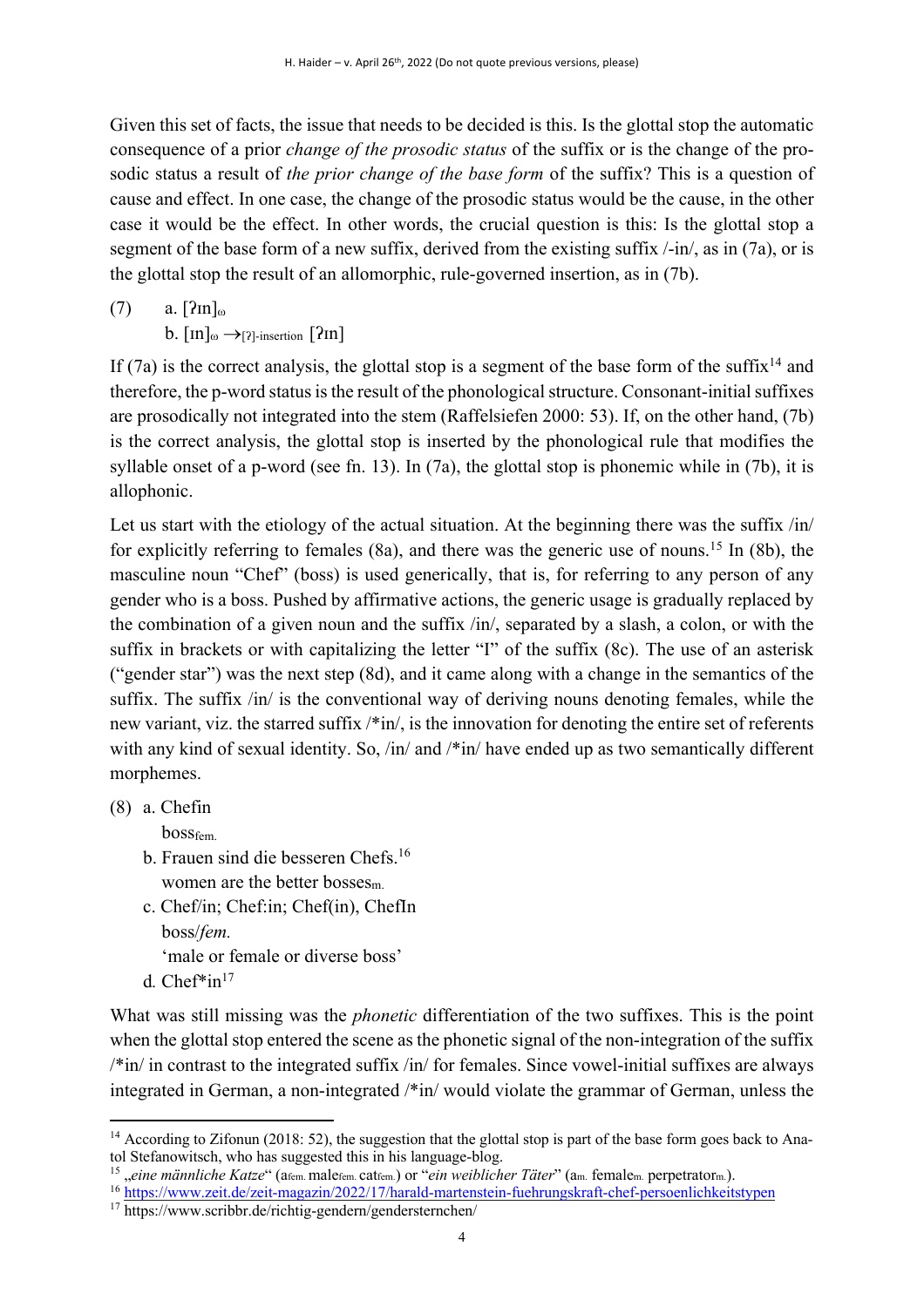Given this set of facts, the issue that needs to be decided is this. Is the glottal stop the automatic consequence of a prior *change of the prosodic status* of the suffix or is the change of the prosodic status a result of *the prior change of the base form* of the suffix? This is a question of cause and effect. In one case, the change of the prosodic status would be the cause, in the other case it would be the effect. In other words, the crucial question is this: Is the glottal stop a segment of the base form of a new suffix, derived from the existing suffix /-in/, as in (7a), or is the glottal stop the result of an allomorphic, rule-governed insertion, as in (7b).

(7) a. $[\text{ʔɪn}]_{\omega}$
  b. $[\text{ɪn}]_{\omega} \rightarrow_{[\text{ʔ}]\text{-insertion}} [\text{ʔɪn}]$

If (7a) is the correct analysis, the glottal stop is a segment of the base form of the suffix[14] and therefore, the p-word status is the result of the phonological structure. Consonant-initial suffixes are prosodically not integrated into the stem (Raffelsiefen 2000: 53). If, on the other hand, (7b) is the correct analysis, the glottal stop is inserted by the phonological rule that modifies the syllable onset of a p-word (see fn. 13). In (7a), the glottal stop is phonemic while in (7b), it is allophonic.

Let us start with the etiology of the actual situation. At the beginning there was the suffix /in/ for explicitly referring to females (8a), and there was the generic use of nouns.[15] In (8b), the masculine noun "Chef" (boss) is used generically, that is, for referring to any person of any gender who is a boss. Pushed by affirmative actions, the generic usage is gradually replaced by the combination of a given noun and the suffix /in/, separated by a slash, a colon, or with the suffix in brackets or with capitalizing the letter "I" of the suffix (8c). The use of an asterisk ("gender star") was the next step (8d), and it came along with a change in the semantics of the suffix. The suffix /in/ is the conventional way of deriving nouns denoting females, while the new variant, viz. the starred suffix /*in/, is the innovation for denoting the entire set of referents with any kind of sexual identity. So, /in/ and /*in/ have ended up as two semantically different morphemes.

(8) a. Chefin
  $\text{boss}_{\text{fem.}}$
 b. Frauen sind die besseren Chefs.[16]
  women are the better $\text{bosses}_{\text{m.}}$
 c. Chef/in; Chef:in; Chef(in), ChefIn
  boss/*fem.*
  'male or female or diverse boss'
 d. Chef*in[17]

What was still missing was the *phonetic* differentiation of the two suffixes. This is the point when the glottal stop entered the scene as the phonetic signal of the non-integration of the suffix /*in/ in contrast to the integrated suffix /in/ for females. Since vowel-initial suffixes are always integrated in German, a non-integrated /*in/ would violate the grammar of German, unless the

---

[14] According to Zifonun (2018: 52), the suggestion that the glottal stop is part of the base form goes back to Anatol Stefanowitsch, who has suggested this in his language-blog.

[15] „*eine männliche Katze*" ($\text{a}_{\text{fem.}}$ $\text{male}_{\text{fem.}}$ $\text{cat}_{\text{fem.}}$) or "*ein weiblicher Täter*" ($\text{a}_{\text{m.}}$ $\text{female}_{\text{m.}}$ $\text{perpetrator}_{\text{m.}}$).

[16] https://www.zeit.de/zeit-magazin/2022/17/harald-martenstein-fuehrungskraft-chef-persoenlichkeitstypen

[17] https://www.scribbr.de/richtig-gendern/gendersternchen/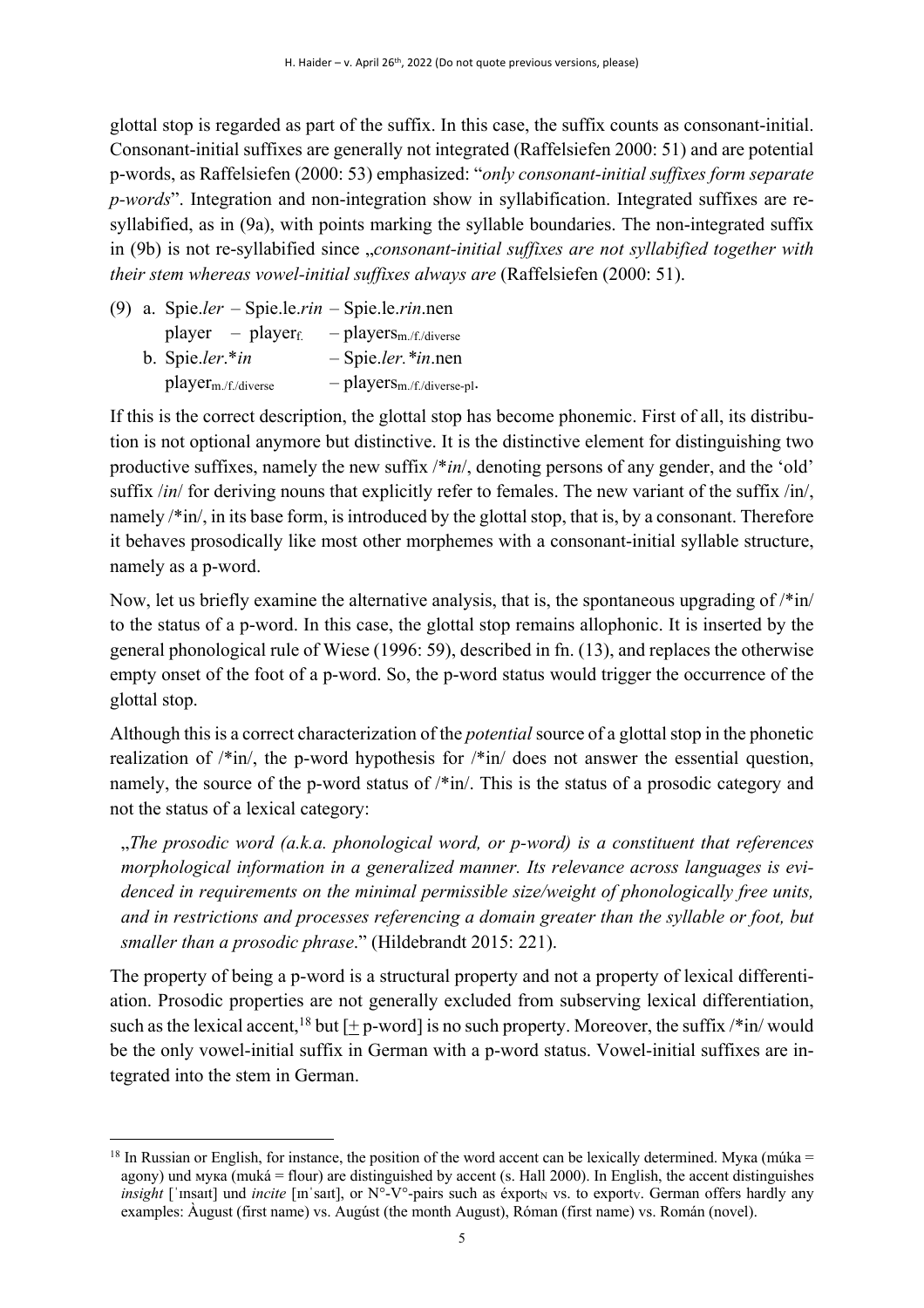glottal stop is regarded as part of the suffix. In this case, the suffix counts as consonant-initial. Consonant-initial suffixes are generally not integrated (Raffelsiefen 2000: 51) and are potential p-words, as Raffelsiefen (2000: 53) emphasized: "*only consonant-initial suffixes form separate p-words*". Integration and non-integration show in syllabification. Integrated suffixes are re-syllabified, as in (9a), with points marking the syllable boundaries. The non-integrated suffix in (9b) is not re-syllabified since „*consonant-initial suffixes are not syllabified together with their stem whereas vowel-initial suffixes always are* (Raffelsiefen (2000: 51).

(9) a. Spie.*ler* – Spie.le.*rin* – Spie.le.*rin*.nen
   player – player$_{f.}$ – players$_{m./f./diverse}$
   b. Spie.*ler*.*in* – Spie.*ler*.*in*.nen
   player$_{m./f./diverse}$ – players$_{m./f./diverse\text{-}pl}$.

If this is the correct description, the glottal stop has become phonemic. First of all, its distribution is not optional anymore but distinctive. It is the distinctive element for distinguishing two productive suffixes, namely the new suffix /*in/, denoting persons of any gender, and the 'old' suffix /*in*/ for deriving nouns that explicitly refer to females. The new variant of the suffix /in/, namely /*in/, in its base form, is introduced by the glottal stop, that is, by a consonant. Therefore it behaves prosodically like most other morphemes with a consonant-initial syllable structure, namely as a p-word.

Now, let us briefly examine the alternative analysis, that is, the spontaneous upgrading of /*in/ to the status of a p-word. In this case, the glottal stop remains allophonic. It is inserted by the general phonological rule of Wiese (1996: 59), described in fn. (13), and replaces the otherwise empty onset of the foot of a p-word. So, the p-word status would trigger the occurrence of the glottal stop.

Although this is a correct characterization of the *potential* source of a glottal stop in the phonetic realization of /*in/, the p-word hypothesis for /*in/ does not answer the essential question, namely, the source of the p-word status of /*in/. This is the status of a prosodic category and not the status of a lexical category:

> „*The prosodic word (a.k.a. phonological word, or p-word) is a constituent that references morphological information in a generalized manner. Its relevance across languages is evidenced in requirements on the minimal permissible size/weight of phonologically free units, and in restrictions and processes referencing a domain greater than the syllable or foot, but smaller than a prosodic phrase*." (Hildebrandt 2015: 221).

The property of being a p-word is a structural property and not a property of lexical differentiation. Prosodic properties are not generally excluded from subserving lexical differentiation, such as the lexical accent,[18] but [± p-word] is no such property. Moreover, the suffix /*in/ would be the only vowel-initial suffix in German with a p-word status. Vowel-initial suffixes are integrated into the stem in German.

---

[18] In Russian or English, for instance, the position of the word accent can be lexically determined. Мука (múka = agony) und мука (muká = flour) are distinguished by accent (s. Hall 2000). In English, the accent distinguishes *insight* [ˈɪnsaɪt] und *incite* [ɪnˈsaɪt], or N°-V°-pairs such as éxport$_N$ vs. to expórt$_V$. German offers hardly any examples: Àugust (first name) vs. Augúst (the month August), Róman (first name) vs. Román (novel).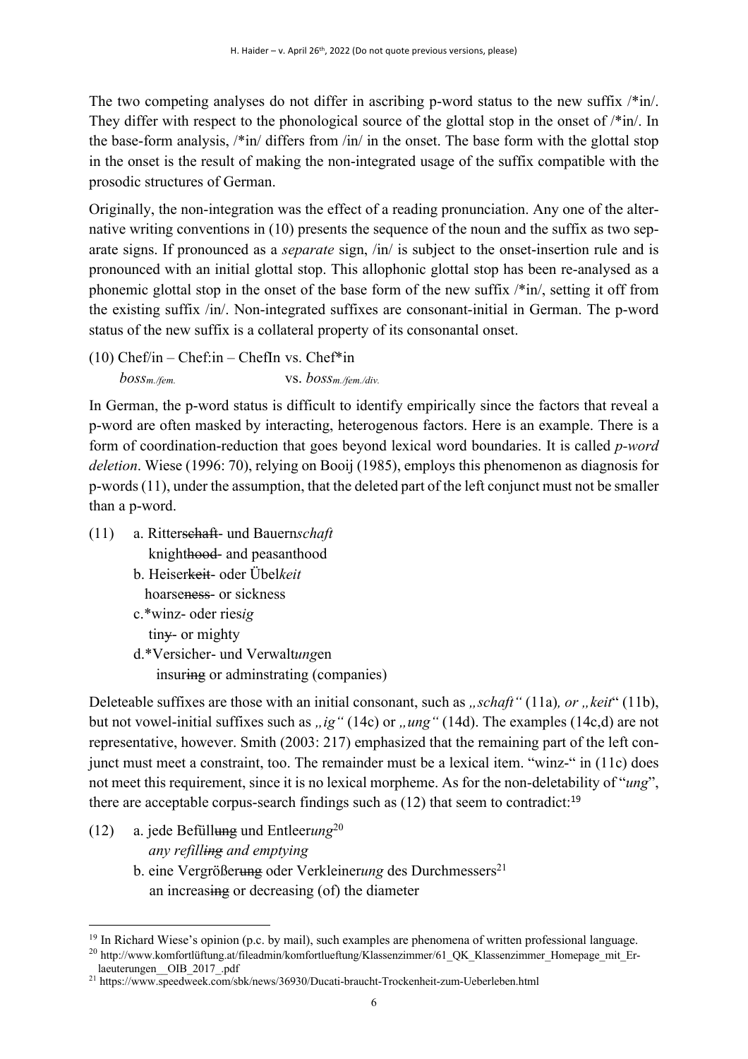The two competing analyses do not differ in ascribing p-word status to the new suffix /*in/. They differ with respect to the phonological source of the glottal stop in the onset of /*in/. In the base-form analysis, /*in/ differs from /in/ in the onset. The base form with the glottal stop in the onset is the result of making the non-integrated usage of the suffix compatible with the prosodic structures of German.

Originally, the non-integration was the effect of a reading pronunciation. Any one of the alternative writing conventions in (10) presents the sequence of the noun and the suffix as two separate signs. If pronounced as a *separate* sign, /in/ is subject to the onset-insertion rule and is pronounced with an initial glottal stop. This allophonic glottal stop has been re-analysed as a phonemic glottal stop in the onset of the base form of the new suffix /*in/, setting it off from the existing suffix /in/. Non-integrated suffixes are consonant-initial in German. The p-word status of the new suffix is a collateral property of its consonantal onset.

(10) Chef/in – Chef:in – ChefIn vs. Chef*in
*boss*$_{m./fem.}$ vs. *boss*$_{m./fem./div.}$

In German, the p-word status is difficult to identify empirically since the factors that reveal a p-word are often masked by interacting, heterogenous factors. Here is an example. There is a form of coordination-reduction that goes beyond lexical word boundaries. It is called *p-word deletion*. Wiese (1996: 70), relying on Booij (1985), employs this phenomenon as diagnosis for p-words (11), under the assumption, that the deleted part of the left conjunct must not be smaller than a p-word.

(11) a. Ritter~~schaft~~- und Bauern*schaft*
knight~~hood~~- and peasanthood
b. Heiser~~keit~~- oder Übel*keit*
hoarse~~ness~~- or sickness
c.*winz- oder ries*ig*
tin~~y~~- or mighty
d.*Versicher- und Verwalt*ung*en
insur~~ing~~ or adminstrating (companies)

Deleteable suffixes are those with an initial consonant, such as *„schaft"* (11a)*, or „keit*" (11b), but not vowel-initial suffixes such as *„ig"* (14c) or *„ung"* (14d). The examples (14c,d) are not representative, however. Smith (2003: 217) emphasized that the remaining part of the left conjunct must meet a constraint, too. The remainder must be a lexical item. "winz-" in (11c) does not meet this requirement, since it is no lexical morpheme. As for the non-deletability of "*ung*", there are acceptable corpus-search findings such as (12) that seem to contradict:[19]

(12) a. jede Befüll~~ung~~ und Entleer*ung*[20]
*any refill~~ing~~ and emptying*
b. eine Vergrößer~~ung~~ oder Verkleiner*ung* des Durchmessers[21]
an increas~~ing~~ or decreasing (of) the diameter

[19] In Richard Wiese's opinion (p.c. by mail), such examples are phenomena of written professional language.
[20] http://www.komfortlüftung.at/fileadmin/komfortlueftung/Klassenzimmer/61_QK_Klassenzimmer_Homepage_mit_Erlaeuterungen__OIB_2017_.pdf
[21] https://www.speedweek.com/sbk/news/36930/Ducati-braucht-Trockenheit-zum-Ueberleben.html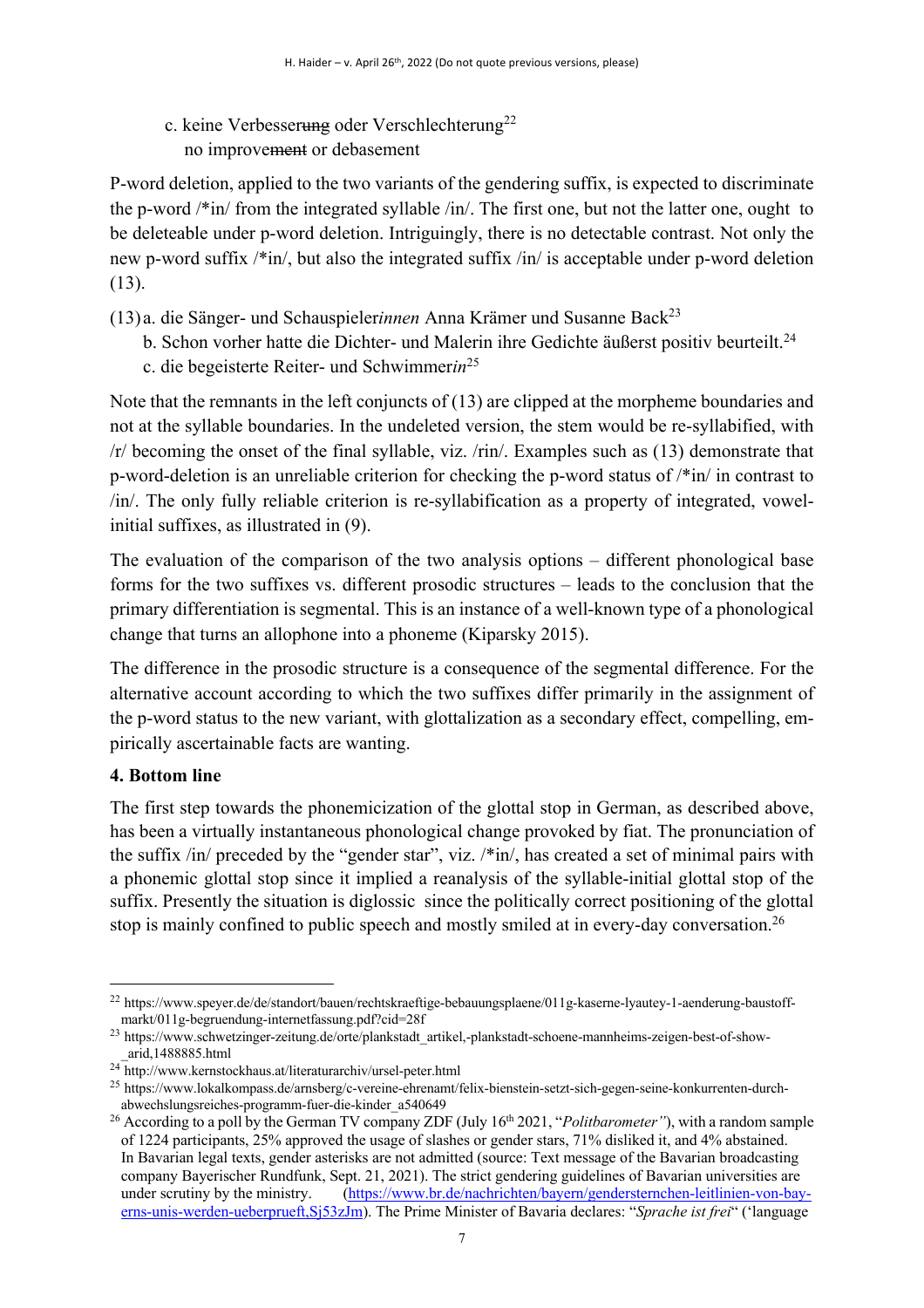c. keine Verbesser~~ung~~ oder Verschlechterung[22]
   no improve~~ment~~ or debasement

P-word deletion, applied to the two variants of the gendering suffix, is expected to discriminate the p-word /*in/ from the integrated syllable /in/. The first one, but not the latter one, ought to be deleteable under p-word deletion. Intriguingly, there is no detectable contrast. Not only the new p-word suffix /*in/, but also the integrated suffix /in/ is acceptable under p-word deletion (13).

(13) a. die Sänger- und Schauspieler*innen* Anna Krämer und Susanne Back[23]
   b. Schon vorher hatte die Dichter- und Malerin ihre Gedichte äußerst positiv beurteilt.[24]
   c. die begeisterte Reiter- und Schwimmer*in*[25]

Note that the remnants in the left conjuncts of (13) are clipped at the morpheme boundaries and not at the syllable boundaries. In the undeleted version, the stem would be re-syllabified, with /r/ becoming the onset of the final syllable, viz. /rin/. Examples such as (13) demonstrate that p-word-deletion is an unreliable criterion for checking the p-word status of /*in/ in contrast to /in/. The only fully reliable criterion is re-syllabification as a property of integrated, vowel-initial suffixes, as illustrated in (9).

The evaluation of the comparison of the two analysis options – different phonological base forms for the two suffixes vs. different prosodic structures – leads to the conclusion that the primary differentiation is segmental. This is an instance of a well-known type of a phonological change that turns an allophone into a phoneme (Kiparsky 2015).

The difference in the prosodic structure is a consequence of the segmental difference. For the alternative account according to which the two suffixes differ primarily in the assignment of the p-word status to the new variant, with glottalization as a secondary effect, compelling, empirically ascertainable facts are wanting.

## 4. Bottom line

The first step towards the phonemicization of the glottal stop in German, as described above, has been a virtually instantaneous phonological change provoked by fiat. The pronunciation of the suffix /in/ preceded by the "gender star", viz. /*in/, has created a set of minimal pairs with a phonemic glottal stop since it implied a reanalysis of the syllable-initial glottal stop of the suffix. Presently the situation is diglossic since the politically correct positioning of the glottal stop is mainly confined to public speech and mostly smiled at in every-day conversation.[26]

---

[22] https://www.speyer.de/de/standort/bauen/rechtskraeftige-bebauungsplaene/011g-kaserne-lyautey-1-aenderung-baustoff-markt/011g-begruendung-internetfassung.pdf?cid=28f

[23] https://www.schwetzinger-zeitung.de/orte/plankstadt_artikel,-plankstadt-schoene-mannheims-zeigen-best-of-show-_arid,1488885.html

[24] http://www.kernstockhaus.at/literaturarchiv/ursel-peter.html

[25] https://www.lokalkompass.de/arnsberg/c-vereine-ehrenamt/felix-bienstein-setzt-sich-gegen-seine-konkurrenten-durch-abwechslungsreiches-programm-fuer-die-kinder_a540649

[26] According to a poll by the German TV company ZDF (July 16th 2021, "*Politbarometer*"), with a random sample of 1224 participants, 25% approved the usage of slashes or gender stars, 71% disliked it, and 4% abstained. In Bavarian legal texts, gender asterisks are not admitted (source: Text message of the Bavarian broadcasting company Bayerischer Rundfunk, Sept. 21, 2021). The strict gendering guidelines of Bavarian universities are under scrutiny by the ministry. (https://www.br.de/nachrichten/bayern/gendersternchen-leitlinien-von-bayerns-unis-werden-ueberprueft,Sj53zJm). The Prime Minister of Bavaria declares: "*Sprache ist frei*" ('language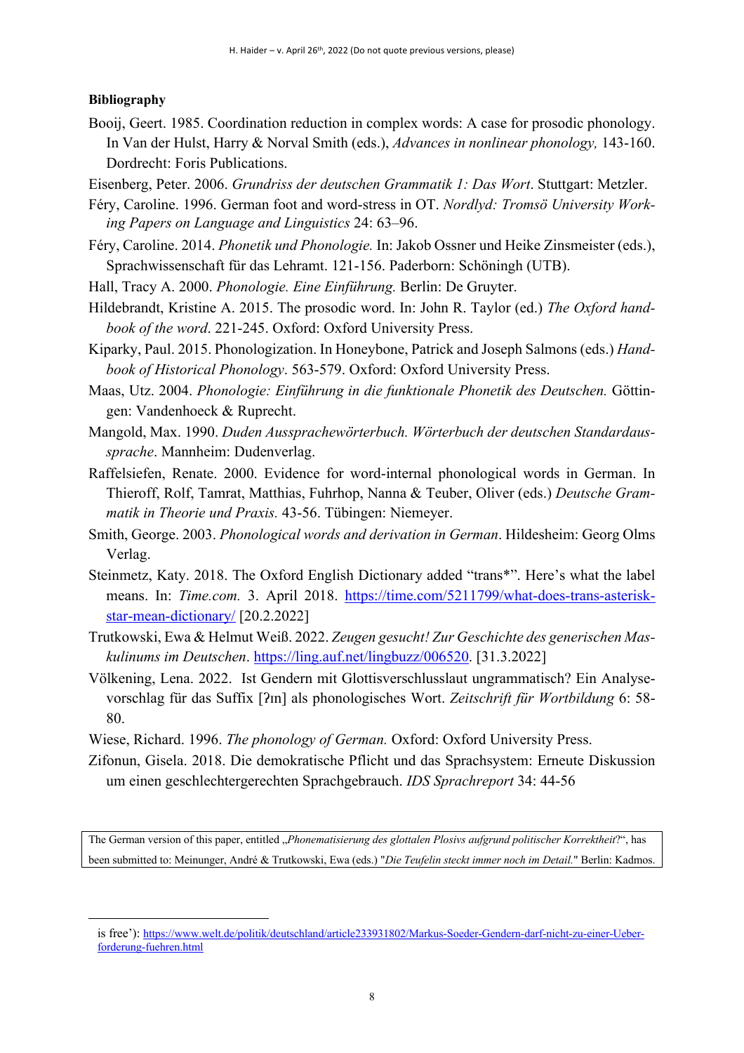**Bibliography**

Booij, Geert. 1985. Coordination reduction in complex words: A case for prosodic phonology. In Van der Hulst, Harry & Norval Smith (eds.), *Advances in nonlinear phonology,* 143-160. Dordrecht: Foris Publications.

Eisenberg, Peter. 2006. *Grundriss der deutschen Grammatik 1: Das Wort*. Stuttgart: Metzler.

Féry, Caroline. 1996. German foot and word-stress in OT. *Nordlyd: Tromsö University Working Papers on Language and Linguistics* 24: 63–96.

Féry, Caroline. 2014. *Phonetik und Phonologie.* In: Jakob Ossner und Heike Zinsmeister (eds.), Sprachwissenschaft für das Lehramt. 121-156. Paderborn: Schöningh (UTB).

Hall, Tracy A. 2000. *Phonologie. Eine Einführung.* Berlin: De Gruyter.

Hildebrandt, Kristine A. 2015. The prosodic word. In: John R. Taylor (ed.) *The Oxford handbook of the word*. 221-245. Oxford: Oxford University Press.

Kiparky, Paul. 2015. Phonologization. In Honeybone, Patrick and Joseph Salmons (eds.) *Handbook of Historical Phonology*. 563-579. Oxford: Oxford University Press.

Maas, Utz. 2004. *Phonologie: Einführung in die funktionale Phonetik des Deutschen.* Göttingen: Vandenhoeck & Ruprecht.

Mangold, Max. 1990. *Duden Aussprachewörterbuch. Wörterbuch der deutschen Standardaussprache*. Mannheim: Dudenverlag.

Raffelsiefen, Renate. 2000. Evidence for word-internal phonological words in German. In Thieroff, Rolf, Tamrat, Matthias, Fuhrhop, Nanna & Teuber, Oliver (eds.) *Deutsche Grammatik in Theorie und Praxis.* 43-56. Tübingen: Niemeyer.

Smith, George. 2003. *Phonological words and derivation in German*. Hildesheim: Georg Olms Verlag.

Steinmetz, Katy. 2018. The Oxford English Dictionary added "trans*". Here's what the label means. In: *Time.com.* 3. April 2018. https://time.com/5211799/what-does-trans-asterisk-star-mean-dictionary/ [20.2.2022]

Trutkowski, Ewa & Helmut Weiß. 2022. *Zeugen gesucht! Zur Geschichte des generischen Maskulinums im Deutschen*. https://ling.auf.net/lingbuzz/006520. [31.3.2022]

Völkening, Lena. 2022. Ist Gendern mit Glottisverschlusslaut ungrammatisch? Ein Analysevorschlag für das Suffix [ʔɪn] als phonologisches Wort. *Zeitschrift für Wortbildung* 6: 58-80.

Wiese, Richard. 1996. *The phonology of German.* Oxford: Oxford University Press.

Zifonun, Gisela. 2018. Die demokratische Pflicht und das Sprachsystem: Erneute Diskussion um einen geschlechtergerechten Sprachgebrauch. *IDS Sprachreport* 34: 44-56

The German version of this paper, entitled „*Phonematisierung des glottalen Plosivs aufgrund politischer Korrektheit*?", has been submitted to: Meinunger, André & Trutkowski, Ewa (eds.) "*Die Teufelin steckt immer noch im Detail.*" Berlin: Kadmos.

---

is free'): https://www.welt.de/politik/deutschland/article233931802/Markus-Soeder-Gendern-darf-nicht-zu-einer-Ueberforderung-fuehren.html